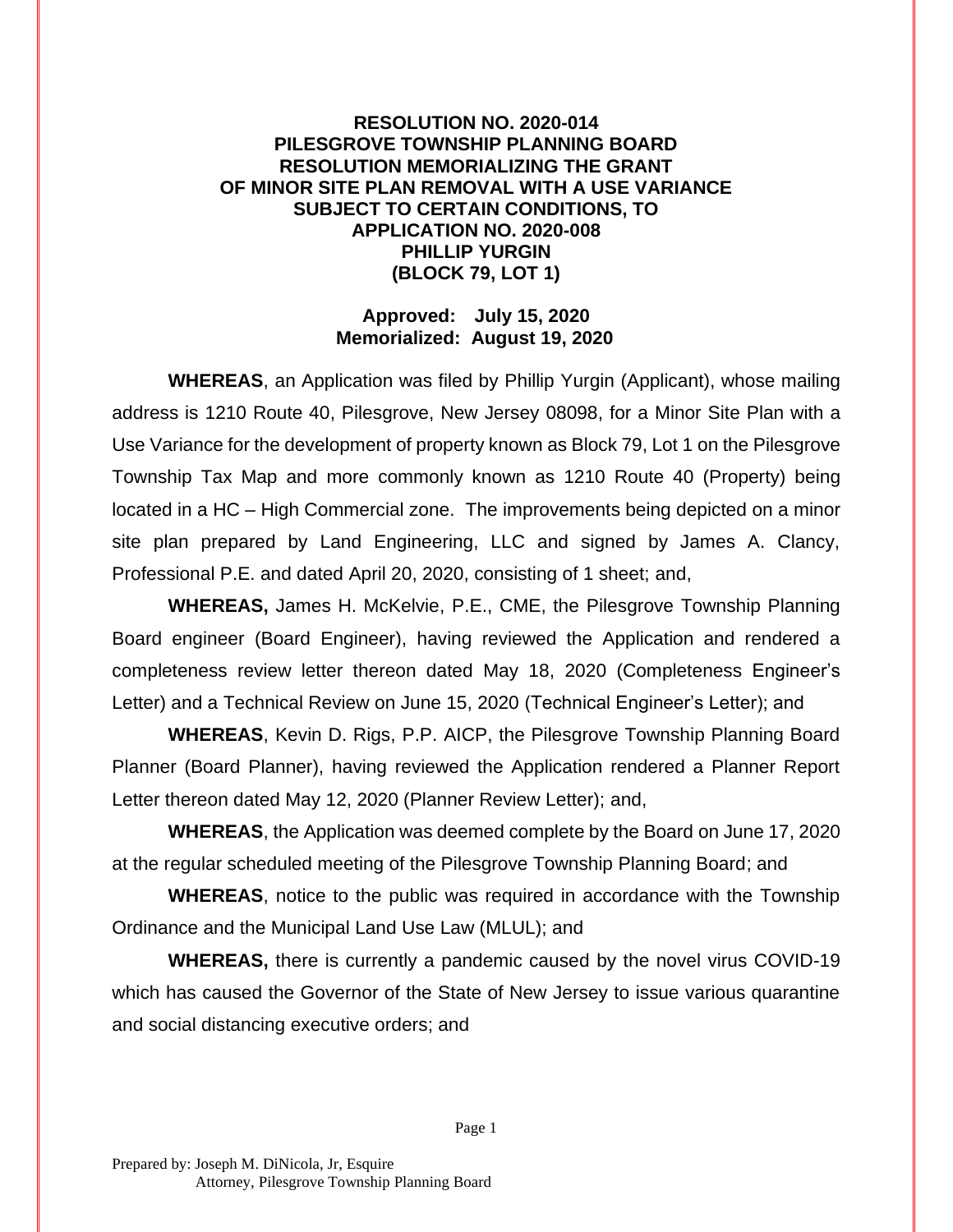**RESOLUTION NO. 2020-014**
**PILESGROVE TOWNSHIP PLANNING BOARD**
**RESOLUTION MEMORIALIZING THE GRANT**
**OF MINOR SITE PLAN REMOVAL WITH A USE VARIANCE**
**SUBJECT TO CERTAIN CONDITIONS, TO**
**APPLICATION NO. 2020-008**
**PHILLIP YURGIN**
**(BLOCK 79, LOT 1)**

**Approved: July 15, 2020**
**Memorialized: August 19, 2020**

**WHEREAS**, an Application was filed by Phillip Yurgin (Applicant), whose mailing address is 1210 Route 40, Pilesgrove, New Jersey 08098, for a Minor Site Plan with a Use Variance for the development of property known as Block 79, Lot 1 on the Pilesgrove Township Tax Map and more commonly known as 1210 Route 40 (Property) being located in a HC – High Commercial zone. The improvements being depicted on a minor site plan prepared by Land Engineering, LLC and signed by James A. Clancy, Professional P.E. and dated April 20, 2020, consisting of 1 sheet; and,

**WHEREAS,** James H. McKelvie, P.E., CME, the Pilesgrove Township Planning Board engineer (Board Engineer), having reviewed the Application and rendered a completeness review letter thereon dated May 18, 2020 (Completeness Engineer's Letter) and a Technical Review on June 15, 2020 (Technical Engineer's Letter); and

**WHEREAS**, Kevin D. Rigs, P.P. AICP, the Pilesgrove Township Planning Board Planner (Board Planner), having reviewed the Application rendered a Planner Report Letter thereon dated May 12, 2020 (Planner Review Letter); and,

**WHEREAS**, the Application was deemed complete by the Board on June 17, 2020 at the regular scheduled meeting of the Pilesgrove Township Planning Board; and

**WHEREAS**, notice to the public was required in accordance with the Township Ordinance and the Municipal Land Use Law (MLUL); and

**WHEREAS,** there is currently a pandemic caused by the novel virus COVID-19 which has caused the Governor of the State of New Jersey to issue various quarantine and social distancing executive orders; and

Prepared by: Joseph M. DiNicola, Jr, Esquire
Attorney, Pilesgrove Township Planning Board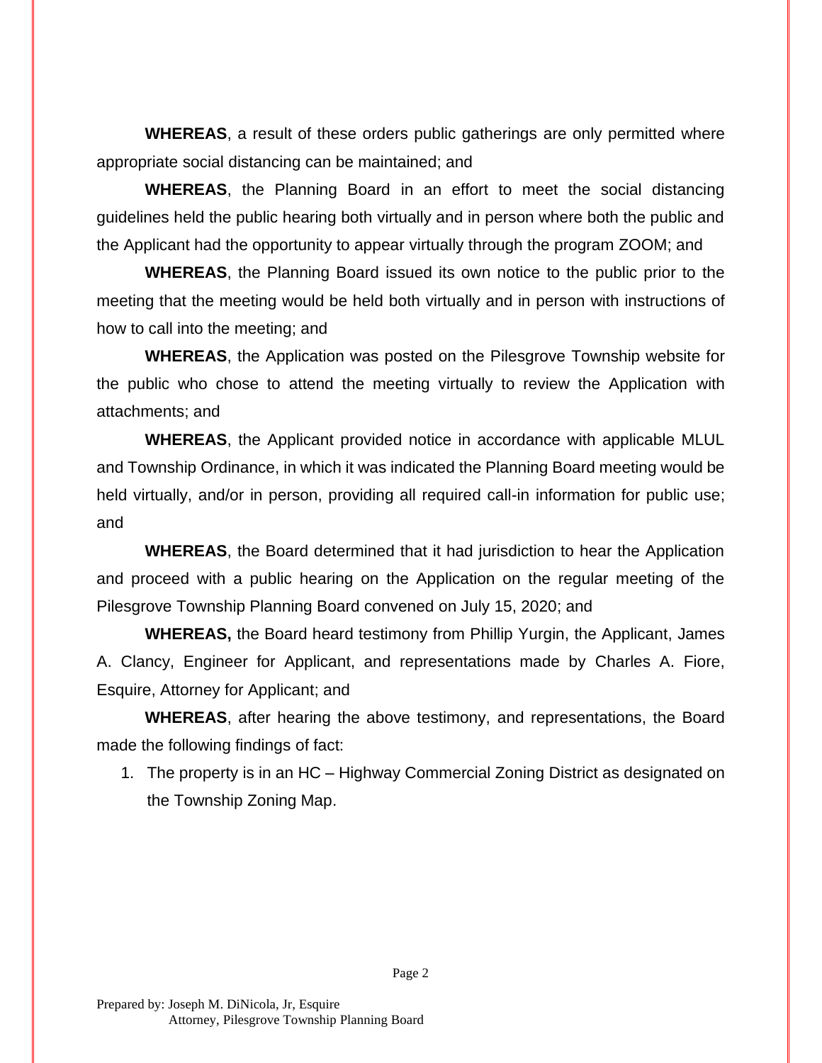**WHEREAS**, a result of these orders public gatherings are only permitted where appropriate social distancing can be maintained; and

**WHEREAS**, the Planning Board in an effort to meet the social distancing guidelines held the public hearing both virtually and in person where both the public and the Applicant had the opportunity to appear virtually through the program ZOOM; and

**WHEREAS**, the Planning Board issued its own notice to the public prior to the meeting that the meeting would be held both virtually and in person with instructions of how to call into the meeting; and

**WHEREAS**, the Application was posted on the Pilesgrove Township website for the public who chose to attend the meeting virtually to review the Application with attachments; and

**WHEREAS**, the Applicant provided notice in accordance with applicable MLUL and Township Ordinance, in which it was indicated the Planning Board meeting would be held virtually, and/or in person, providing all required call-in information for public use; and

**WHEREAS**, the Board determined that it had jurisdiction to hear the Application and proceed with a public hearing on the Application on the regular meeting of the Pilesgrove Township Planning Board convened on July 15, 2020; and

**WHEREAS,** the Board heard testimony from Phillip Yurgin, the Applicant, James A. Clancy, Engineer for Applicant, and representations made by Charles A. Fiore, Esquire, Attorney for Applicant; and

**WHEREAS**, after hearing the above testimony, and representations, the Board made the following findings of fact:

1. The property is in an HC – Highway Commercial Zoning District as designated on the Township Zoning Map.

Prepared by: Joseph M. DiNicola, Jr, Esquire
Attorney, Pilesgrove Township Planning Board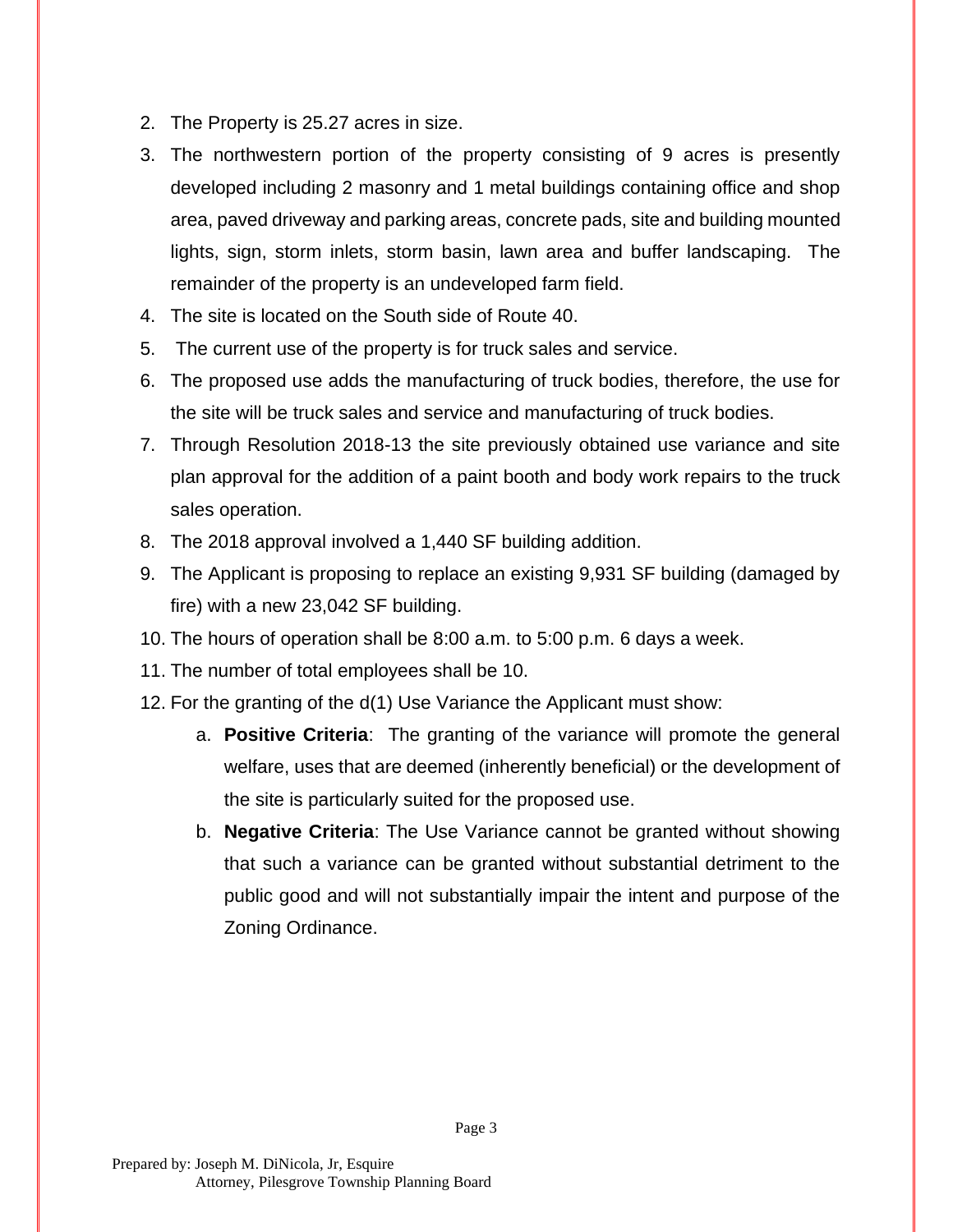2. The Property is 25.27 acres in size.
3. The northwestern portion of the property consisting of 9 acres is presently developed including 2 masonry and 1 metal buildings containing office and shop area, paved driveway and parking areas, concrete pads, site and building mounted lights, sign, storm inlets, storm basin, lawn area and buffer landscaping. The remainder of the property is an undeveloped farm field.
4. The site is located on the South side of Route 40.
5. The current use of the property is for truck sales and service.
6. The proposed use adds the manufacturing of truck bodies, therefore, the use for the site will be truck sales and service and manufacturing of truck bodies.
7. Through Resolution 2018-13 the site previously obtained use variance and site plan approval for the addition of a paint booth and body work repairs to the truck sales operation.
8. The 2018 approval involved a 1,440 SF building addition.
9. The Applicant is proposing to replace an existing 9,931 SF building (damaged by fire) with a new 23,042 SF building.
10. The hours of operation shall be 8:00 a.m. to 5:00 p.m. 6 days a week.
11. The number of total employees shall be 10.
12. For the granting of the d(1) Use Variance the Applicant must show:
    a. **Positive Criteria**: The granting of the variance will promote the general welfare, uses that are deemed (inherently beneficial) or the development of the site is particularly suited for the proposed use.
    b. **Negative Criteria**: The Use Variance cannot be granted without showing that such a variance can be granted without substantial detriment to the public good and will not substantially impair the intent and purpose of the Zoning Ordinance.

Prepared by: Joseph M. DiNicola, Jr, Esquire
Attorney, Pilesgrove Township Planning Board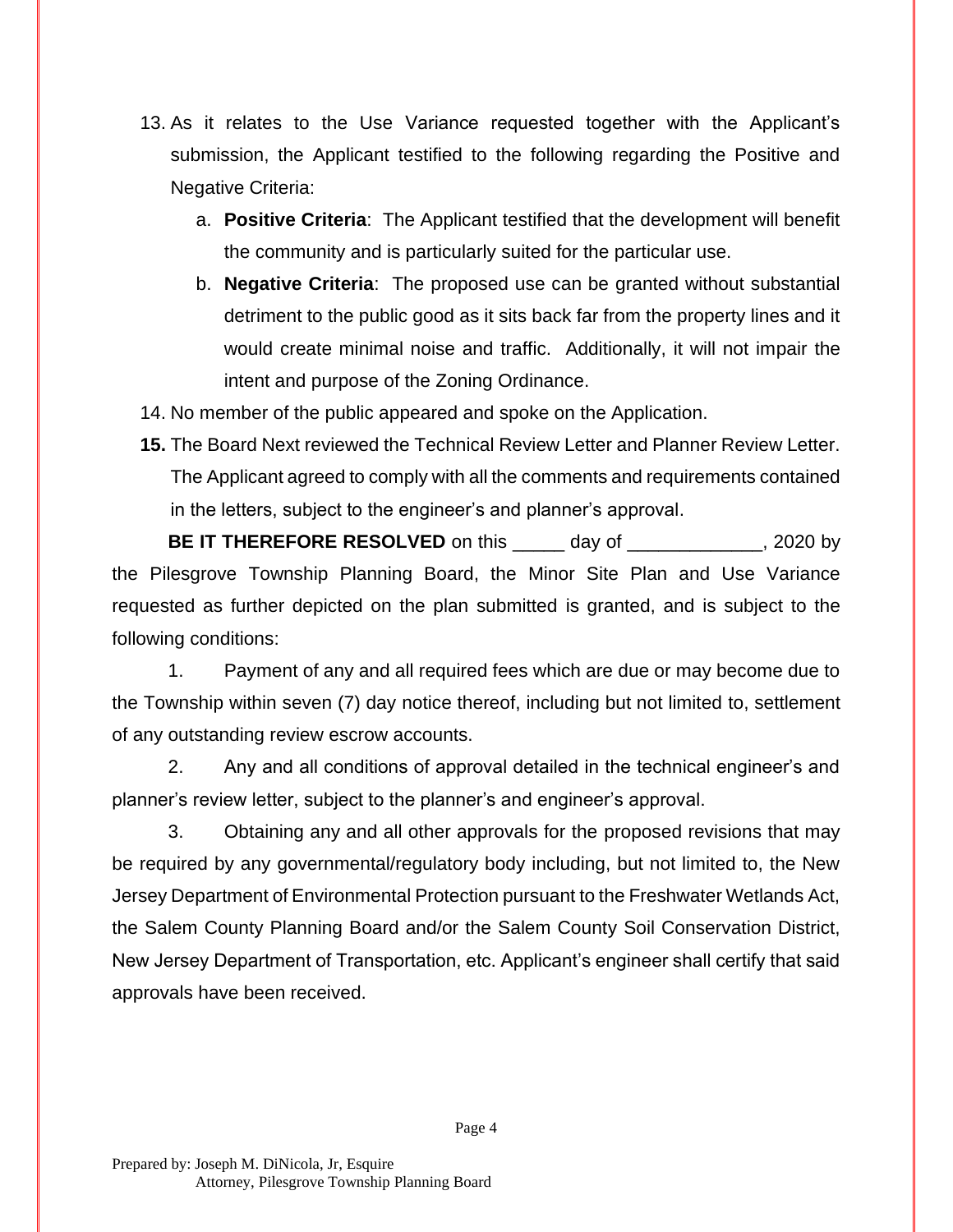13. As it relates to the Use Variance requested together with the Applicant's submission, the Applicant testified to the following regarding the Positive and Negative Criteria:
    a. **Positive Criteria**: The Applicant testified that the development will benefit the community and is particularly suited for the particular use.
    b. **Negative Criteria**: The proposed use can be granted without substantial detriment to the public good as it sits back far from the property lines and it would create minimal noise and traffic. Additionally, it will not impair the intent and purpose of the Zoning Ordinance.
14. No member of the public appeared and spoke on the Application.
15. The Board Next reviewed the Technical Review Letter and Planner Review Letter. The Applicant agreed to comply with all the comments and requirements contained in the letters, subject to the engineer's and planner's approval.

**BE IT THEREFORE RESOLVED** on this _____ day of _____________, 2020 by the Pilesgrove Township Planning Board, the Minor Site Plan and Use Variance requested as further depicted on the plan submitted is granted, and is subject to the following conditions:

1. Payment of any and all required fees which are due or may become due to the Township within seven (7) day notice thereof, including but not limited to, settlement of any outstanding review escrow accounts.

2. Any and all conditions of approval detailed in the technical engineer's and planner's review letter, subject to the planner's and engineer's approval.

3. Obtaining any and all other approvals for the proposed revisions that may be required by any governmental/regulatory body including, but not limited to, the New Jersey Department of Environmental Protection pursuant to the Freshwater Wetlands Act, the Salem County Planning Board and/or the Salem County Soil Conservation District, New Jersey Department of Transportation, etc. Applicant's engineer shall certify that said approvals have been received.

Prepared by: Joseph M. DiNicola, Jr, Esquire
Attorney, Pilesgrove Township Planning Board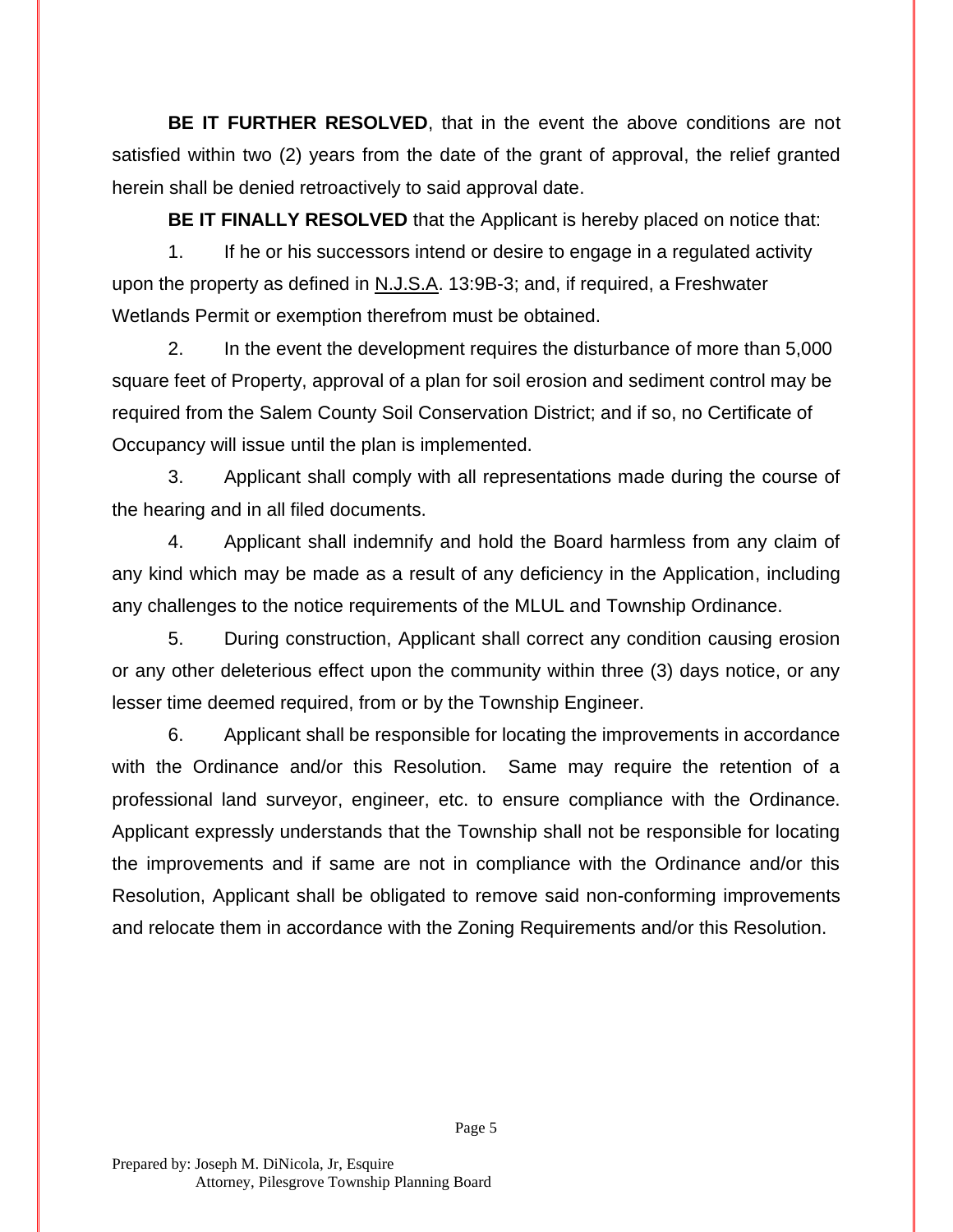**BE IT FURTHER RESOLVED**, that in the event the above conditions are not satisfied within two (2) years from the date of the grant of approval, the relief granted herein shall be denied retroactively to said approval date.

**BE IT FINALLY RESOLVED** that the Applicant is hereby placed on notice that:

1. If he or his successors intend or desire to engage in a regulated activity upon the property as defined in N.J.S.A. 13:9B-3; and, if required, a Freshwater Wetlands Permit or exemption therefrom must be obtained.

2. In the event the development requires the disturbance of more than 5,000 square feet of Property, approval of a plan for soil erosion and sediment control may be required from the Salem County Soil Conservation District; and if so, no Certificate of Occupancy will issue until the plan is implemented.

3. Applicant shall comply with all representations made during the course of the hearing and in all filed documents.

4. Applicant shall indemnify and hold the Board harmless from any claim of any kind which may be made as a result of any deficiency in the Application, including any challenges to the notice requirements of the MLUL and Township Ordinance.

5. During construction, Applicant shall correct any condition causing erosion or any other deleterious effect upon the community within three (3) days notice, or any lesser time deemed required, from or by the Township Engineer.

6. Applicant shall be responsible for locating the improvements in accordance with the Ordinance and/or this Resolution. Same may require the retention of a professional land surveyor, engineer, etc. to ensure compliance with the Ordinance. Applicant expressly understands that the Township shall not be responsible for locating the improvements and if same are not in compliance with the Ordinance and/or this Resolution, Applicant shall be obligated to remove said non-conforming improvements and relocate them in accordance with the Zoning Requirements and/or this Resolution.

Prepared by: Joseph M. DiNicola, Jr, Esquire
Attorney, Pilesgrove Township Planning Board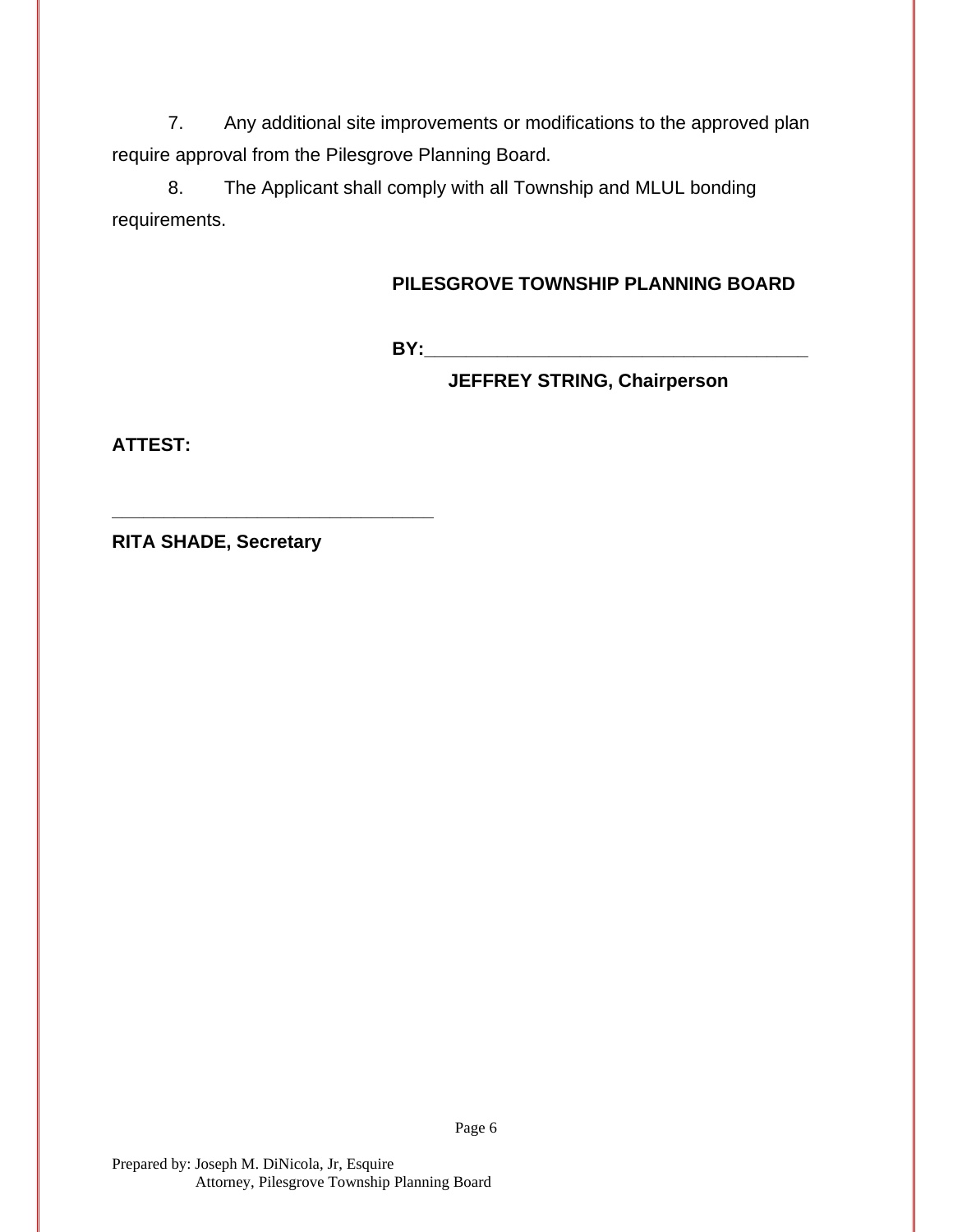7. Any additional site improvements or modifications to the approved plan require approval from the Pilesgrove Planning Board.

8. The Applicant shall comply with all Township and MLUL bonding requirements.

**PILESGROVE TOWNSHIP PLANNING BOARD**

**BY:**________________________________________

**JEFFREY STRING, Chairperson**

**ATTEST:**

__________________________________

**RITA SHADE, Secretary**

Prepared by: Joseph M. DiNicola, Jr, Esquire
Attorney, Pilesgrove Township Planning Board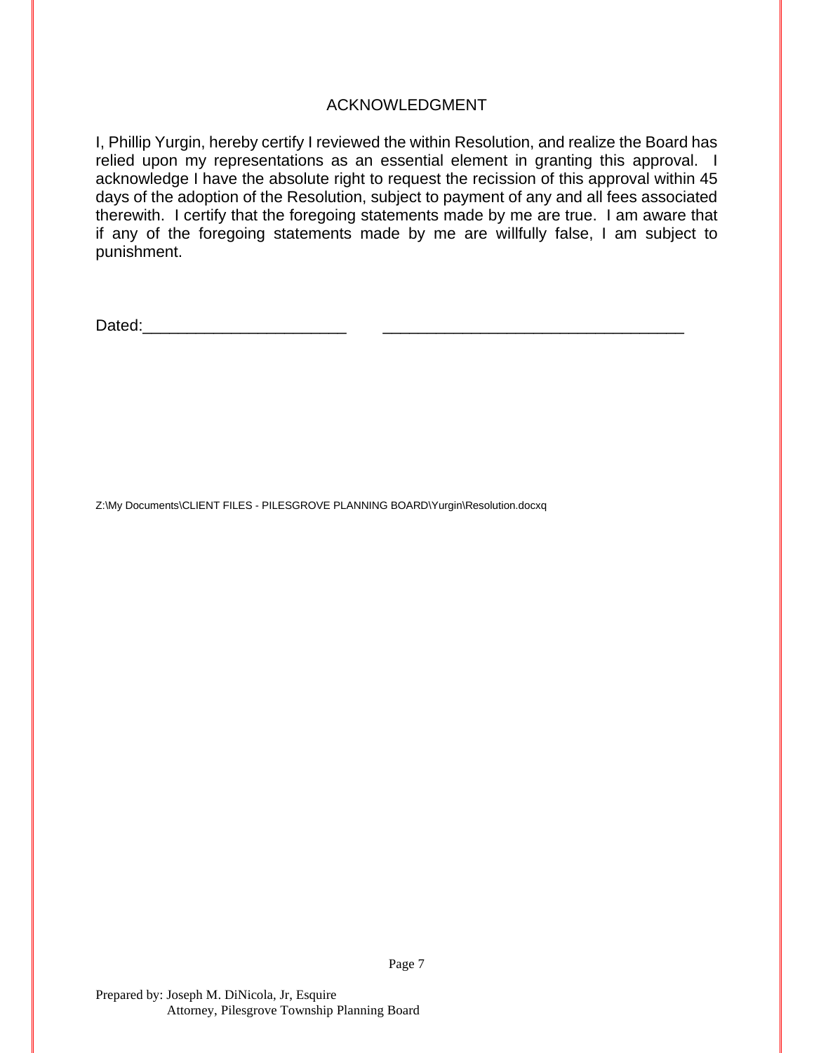## ACKNOWLEDGMENT

I, Phillip Yurgin, hereby certify I reviewed the within Resolution, and realize the Board has relied upon my representations as an essential element in granting this approval. I acknowledge I have the absolute right to request the recission of this approval within 45 days of the adoption of the Resolution, subject to payment of any and all fees associated therewith. I certify that the foregoing statements made by me are true. I am aware that if any of the foregoing statements made by me are willfully false, I am subject to punishment.

Dated:_______________________ _________________________________

Z:\My Documents\CLIENT FILES - PILESGROVE PLANNING BOARD\Yurgin\Resolution.docxq

Prepared by: Joseph M. DiNicola, Jr, Esquire
Attorney, Pilesgrove Township Planning Board